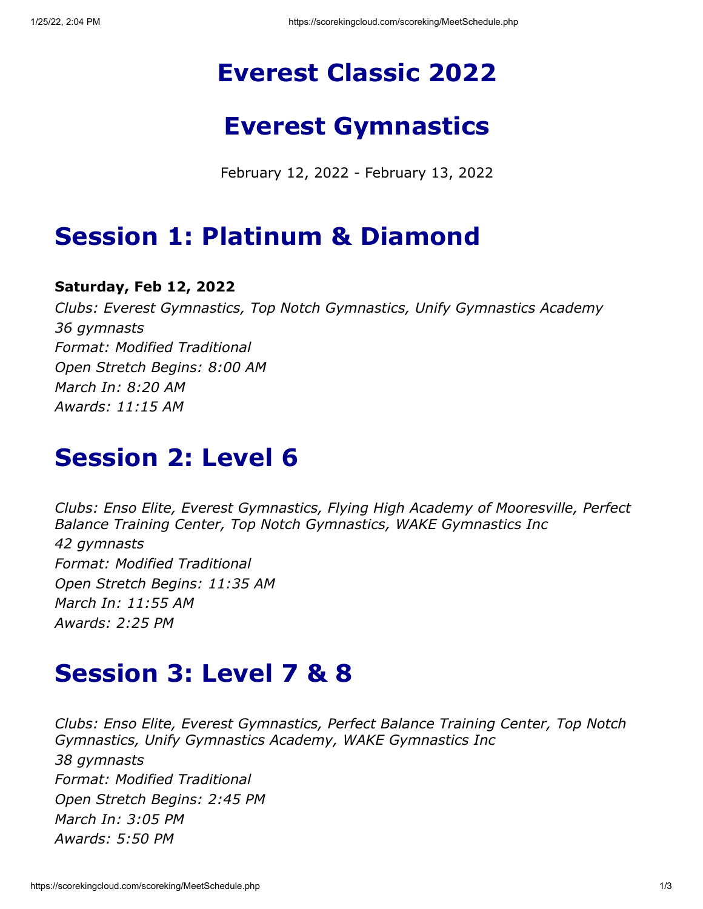# Everest Classic 2022

# Everest Gymnastics

February 12, 2022 - February 13, 2022

# Session 1: Platinum & Diamond

**Saturday, Feb 12, 2022**

*Clubs: Everest Gymnastics, Top Notch Gymnastics, Unify Gymnastics Academy*
*36 gymnasts*
*Format: Modified Traditional*
*Open Stretch Begins: 8:00 AM*
*March In: 8:20 AM*
*Awards: 11:15 AM*

# Session 2: Level 6

*Clubs: Enso Elite, Everest Gymnastics, Flying High Academy of Mooresville, Perfect Balance Training Center, Top Notch Gymnastics, WAKE Gymnastics Inc*
*42 gymnasts*
*Format: Modified Traditional*
*Open Stretch Begins: 11:35 AM*
*March In: 11:55 AM*
*Awards: 2:25 PM*

# Session 3: Level 7 & 8

*Clubs: Enso Elite, Everest Gymnastics, Perfect Balance Training Center, Top Notch Gymnastics, Unify Gymnastics Academy, WAKE Gymnastics Inc*
*38 gymnasts*
*Format: Modified Traditional*
*Open Stretch Begins: 2:45 PM*
*March In: 3:05 PM*
*Awards: 5:50 PM*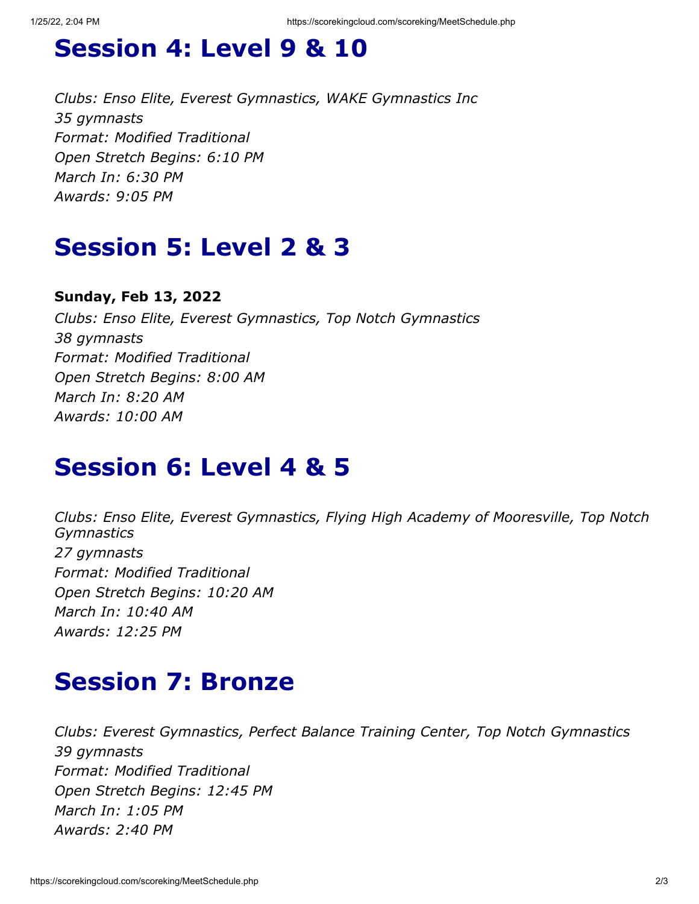# Session 4: Level 9 & 10

*Clubs: Enso Elite, Everest Gymnastics, WAKE Gymnastics Inc*
*35 gymnasts*
*Format: Modified Traditional*
*Open Stretch Begins: 6:10 PM*
*March In: 6:30 PM*
*Awards: 9:05 PM*

# Session 5: Level 2 & 3

**Sunday, Feb 13, 2022**
*Clubs: Enso Elite, Everest Gymnastics, Top Notch Gymnastics*
*38 gymnasts*
*Format: Modified Traditional*
*Open Stretch Begins: 8:00 AM*
*March In: 8:20 AM*
*Awards: 10:00 AM*

# Session 6: Level 4 & 5

*Clubs: Enso Elite, Everest Gymnastics, Flying High Academy of Mooresville, Top Notch Gymnastics*
*27 gymnasts*
*Format: Modified Traditional*
*Open Stretch Begins: 10:20 AM*
*March In: 10:40 AM*
*Awards: 12:25 PM*

# Session 7: Bronze

*Clubs: Everest Gymnastics, Perfect Balance Training Center, Top Notch Gymnastics*
*39 gymnasts*
*Format: Modified Traditional*
*Open Stretch Begins: 12:45 PM*
*March In: 1:05 PM*
*Awards: 2:40 PM*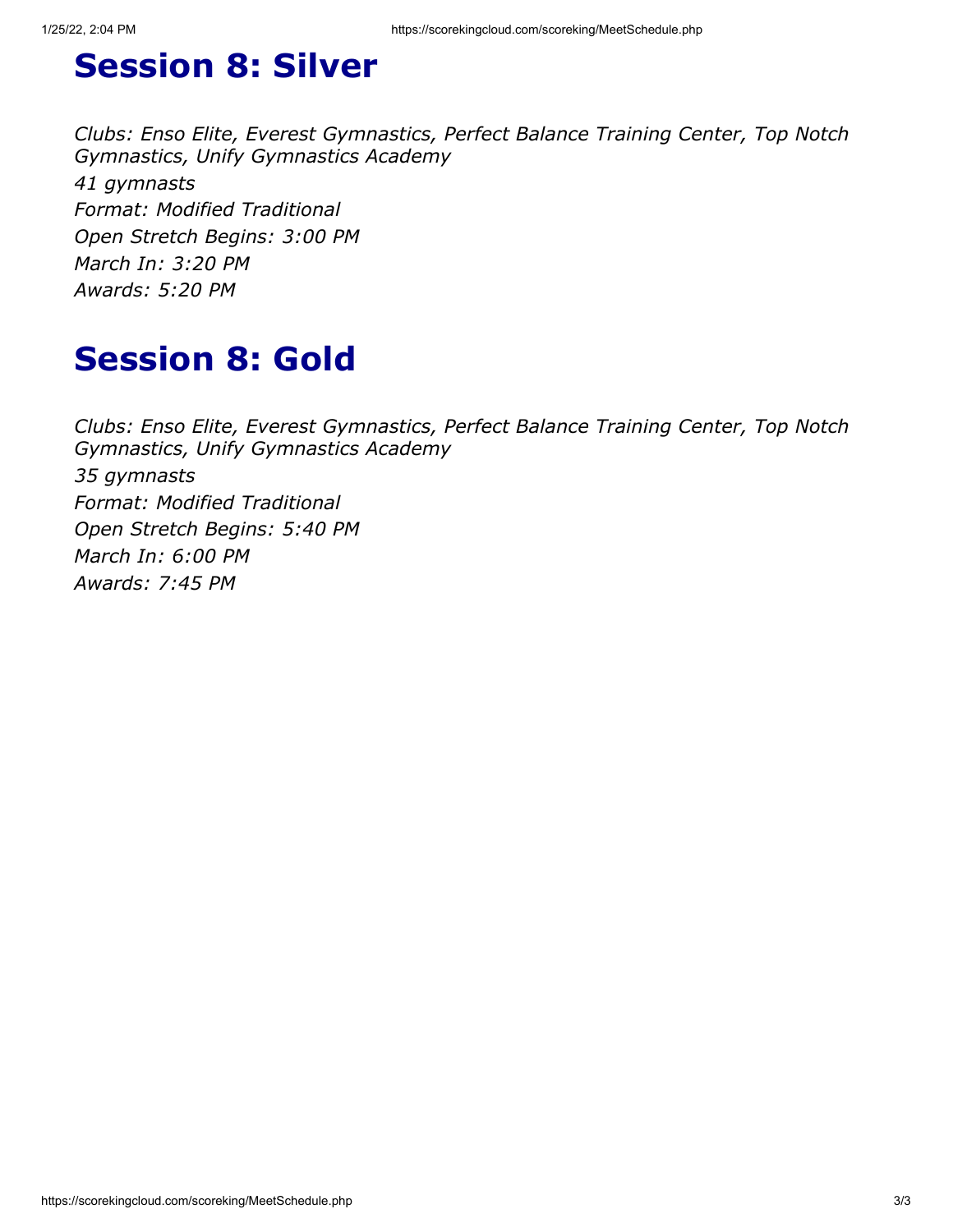# Session 8: Silver

*Clubs: Enso Elite, Everest Gymnastics, Perfect Balance Training Center, Top Notch Gymnastics, Unify Gymnastics Academy*
*41 gymnasts*
*Format: Modified Traditional*
*Open Stretch Begins: 3:00 PM*
*March In: 3:20 PM*
*Awards: 5:20 PM*

# Session 8: Gold

*Clubs: Enso Elite, Everest Gymnastics, Perfect Balance Training Center, Top Notch Gymnastics, Unify Gymnastics Academy*
*35 gymnasts*
*Format: Modified Traditional*
*Open Stretch Begins: 5:40 PM*
*March In: 6:00 PM*
*Awards: 7:45 PM*